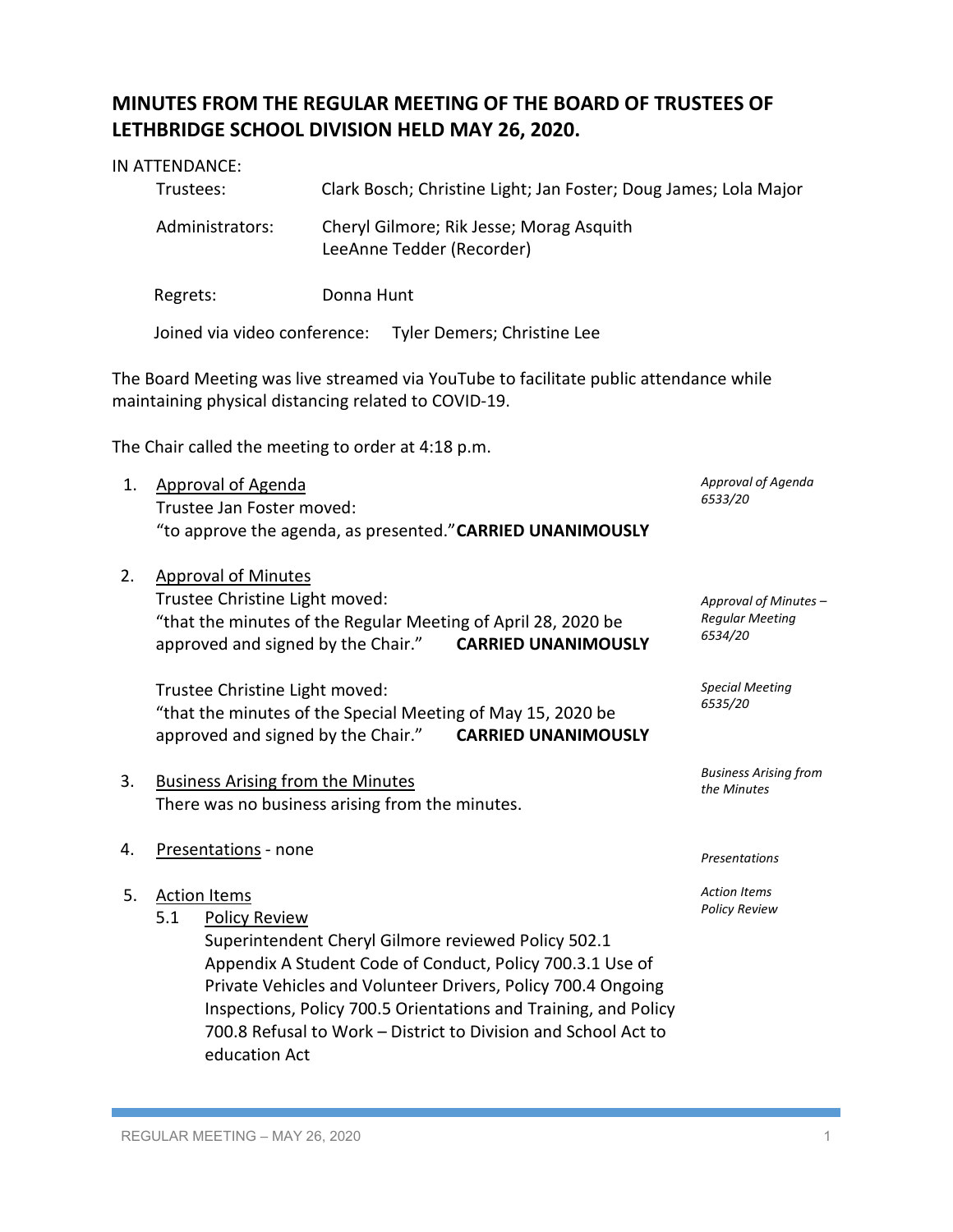# MINUTES FROM THE REGULAR MEETING OF THE BOARD OF TRUSTEES OF LETHBRIDGE SCHOOL DIVISION HELD MAY 26, 2020.

IN ATTENDANCE:

Trustees: Clark Bosch; Christine Light; Jan Foster; Doug James; Lola Major

Administrators: Cheryl Gilmore; Rik Jesse; Morag Asquith
LeeAnne Tedder (Recorder)

Regrets: Donna Hunt

Joined via video conference: Tyler Demers; Christine Lee

The Board Meeting was live streamed via YouTube to facilitate public attendance while maintaining physical distancing related to COVID-19.

The Chair called the meeting to order at 4:18 p.m.

1. Approval of Agenda

   *Approval of Agenda 6533/20*

   Trustee Jan Foster moved:
   "to approve the agenda, as presented." **CARRIED UNANIMOUSLY**

2. Approval of Minutes

   *Approval of Minutes – Regular Meeting 6534/20*

   Trustee Christine Light moved:
   "that the minutes of the Regular Meeting of April 28, 2020 be approved and signed by the Chair." **CARRIED UNANIMOUSLY**

   *Special Meeting 6535/20*

   Trustee Christine Light moved:
   "that the minutes of the Special Meeting of May 15, 2020 be approved and signed by the Chair." **CARRIED UNANIMOUSLY**

3. Business Arising from the Minutes

   *Business Arising from the Minutes*

   There was no business arising from the minutes.

4. Presentations - none

   *Presentations*

5. Action Items

   *Action Items Policy Review*

   5.1 Policy Review

   Superintendent Cheryl Gilmore reviewed Policy 502.1 Appendix A Student Code of Conduct, Policy 700.3.1 Use of Private Vehicles and Volunteer Drivers, Policy 700.4 Ongoing Inspections, Policy 700.5 Orientations and Training, and Policy 700.8 Refusal to Work – District to Division and School Act to education Act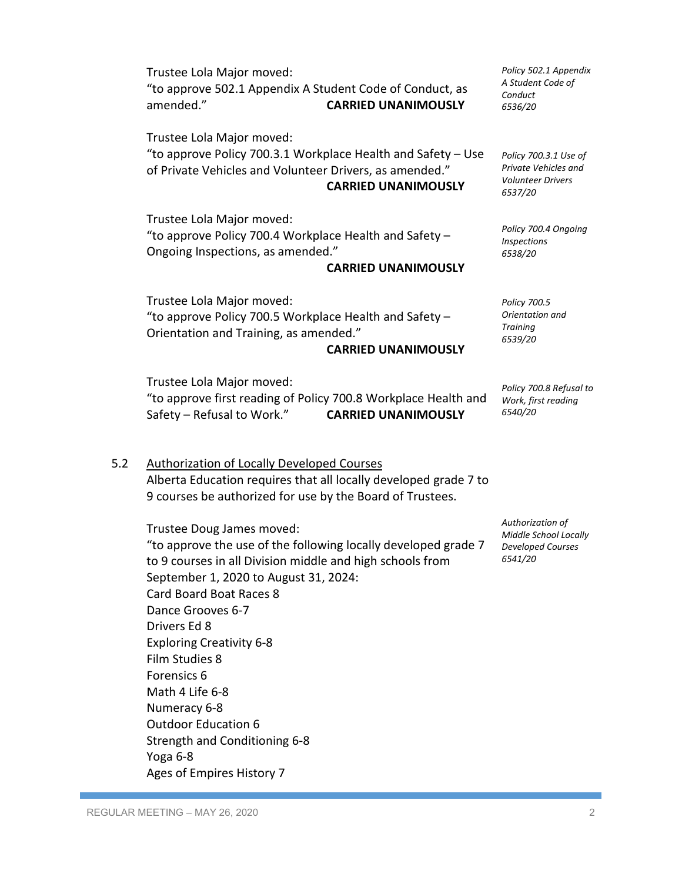Trustee Lola Major moved:
"to approve 502.1 Appendix A Student Code of Conduct, as amended." **CARRIED UNANIMOUSLY**

*Policy 502.1 Appendix A Student Code of Conduct 6536/20*

Trustee Lola Major moved:
"to approve Policy 700.3.1 Workplace Health and Safety – Use of Private Vehicles and Volunteer Drivers, as amended." **CARRIED UNANIMOUSLY**

*Policy 700.3.1 Use of Private Vehicles and Volunteer Drivers 6537/20*

Trustee Lola Major moved:
"to approve Policy 700.4 Workplace Health and Safety – Ongoing Inspections, as amended." **CARRIED UNANIMOUSLY**

*Policy 700.4 Ongoing Inspections 6538/20*

Trustee Lola Major moved:
"to approve Policy 700.5 Workplace Health and Safety – Orientation and Training, as amended." **CARRIED UNANIMOUSLY**

*Policy 700.5 Orientation and Training 6539/20*

Trustee Lola Major moved:
"to approve first reading of Policy 700.8 Workplace Health and Safety – Refusal to Work." **CARRIED UNANIMOUSLY**

*Policy 700.8 Refusal to Work, first reading 6540/20*

5.2 Authorization of Locally Developed Courses

Alberta Education requires that all locally developed grade 7 to 9 courses be authorized for use by the Board of Trustees.

Trustee Doug James moved:
"to approve the use of the following locally developed grade 7 to 9 courses in all Division middle and high schools from September 1, 2020 to August 31, 2024:

*Authorization of Middle School Locally Developed Courses 6541/20*

Card Board Boat Races 8
Dance Grooves 6-7
Drivers Ed 8
Exploring Creativity 6-8
Film Studies 8
Forensics 6
Math 4 Life 6-8
Numeracy 6-8
Outdoor Education 6
Strength and Conditioning 6-8
Yoga 6-8
Ages of Empires History 7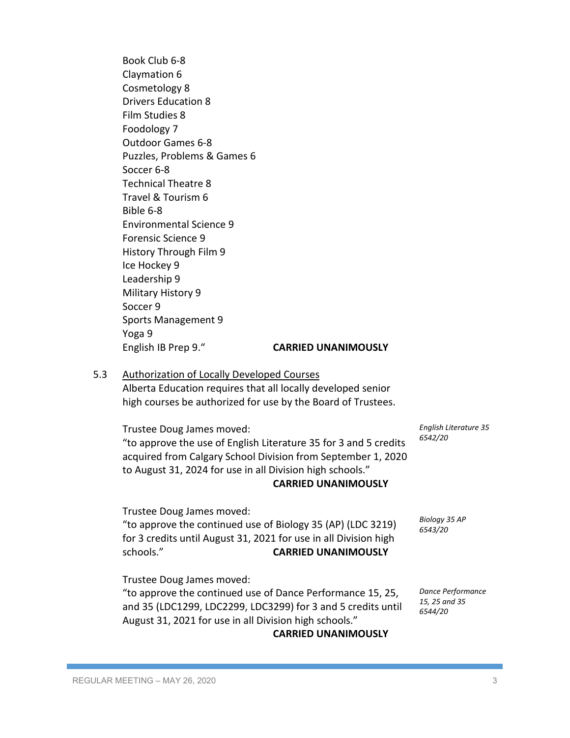Book Club 6-8
Claymation 6
Cosmetology 8
Drivers Education 8
Film Studies 8
Foodology 7
Outdoor Games 6-8
Puzzles, Problems & Games 6
Soccer 6-8
Technical Theatre 8
Travel & Tourism 6
Bible 6-8
Environmental Science 9
Forensic Science 9
History Through Film 9
Ice Hockey 9
Leadership 9
Military History 9
Soccer 9
Sports Management 9
Yoga 9
English IB Prep 9." **CARRIED UNANIMOUSLY**

5.3 Authorization of Locally Developed Courses

Alberta Education requires that all locally developed senior high courses be authorized for use by the Board of Trustees.

*English Literature 35 6542/20*

Trustee Doug James moved:
"to approve the use of English Literature 35 for 3 and 5 credits acquired from Calgary School Division from September 1, 2020 to August 31, 2024 for use in all Division high schools."
**CARRIED UNANIMOUSLY**

*Biology 35 AP 6543/20*

Trustee Doug James moved:
"to approve the continued use of Biology 35 (AP) (LDC 3219) for 3 credits until August 31, 2021 for use in all Division high schools." **CARRIED UNANIMOUSLY**

*Dance Performance 15, 25 and 35 6544/20*

Trustee Doug James moved:
"to approve the continued use of Dance Performance 15, 25, and 35 (LDC1299, LDC2299, LDC3299) for 3 and 5 credits until August 31, 2021 for use in all Division high schools."
**CARRIED UNANIMOUSLY**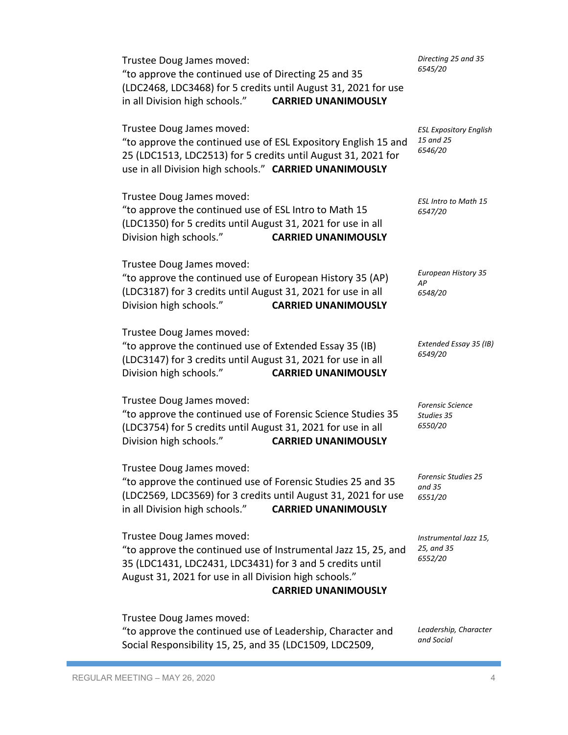Trustee Doug James moved:
"to approve the continued use of Directing 25 and 35 (LDC2468, LDC3468) for 5 credits until August 31, 2021 for use in all Division high schools." **CARRIED UNANIMOUSLY**

*Directing 25 and 35 6545/20*

Trustee Doug James moved:
"to approve the continued use of ESL Expository English 15 and 25 (LDC1513, LDC2513) for 5 credits until August 31, 2021 for use in all Division high schools." **CARRIED UNANIMOUSLY**

*ESL Expository English 15 and 25 6546/20*

Trustee Doug James moved:
"to approve the continued use of ESL Intro to Math 15 (LDC1350) for 5 credits until August 31, 2021 for use in all Division high schools." **CARRIED UNANIMOUSLY**

*ESL Intro to Math 15 6547/20*

Trustee Doug James moved:
"to approve the continued use of European History 35 (AP) (LDC3187) for 3 credits until August 31, 2021 for use in all Division high schools." **CARRIED UNANIMOUSLY**

*European History 35 AP 6548/20*

Trustee Doug James moved:
"to approve the continued use of Extended Essay 35 (IB) (LDC3147) for 3 credits until August 31, 2021 for use in all Division high schools." **CARRIED UNANIMOUSLY**

*Extended Essay 35 (IB) 6549/20*

Trustee Doug James moved:
"to approve the continued use of Forensic Science Studies 35 (LDC3754) for 5 credits until August 31, 2021 for use in all Division high schools." **CARRIED UNANIMOUSLY**

*Forensic Science Studies 35 6550/20*

Trustee Doug James moved:
"to approve the continued use of Forensic Studies 25 and 35 (LDC2569, LDC3569) for 3 credits until August 31, 2021 for use in all Division high schools." **CARRIED UNANIMOUSLY**

*Forensic Studies 25 and 35 6551/20*

Trustee Doug James moved:
"to approve the continued use of Instrumental Jazz 15, 25, and 35 (LDC1431, LDC2431, LDC3431) for 3 and 5 credits until August 31, 2021 for use in all Division high schools." **CARRIED UNANIMOUSLY**

*Instrumental Jazz 15, 25, and 35 6552/20*

Trustee Doug James moved:
"to approve the continued use of Leadership, Character and Social Responsibility 15, 25, and 35 (LDC1509, LDC2509,

*Leadership, Character and Social*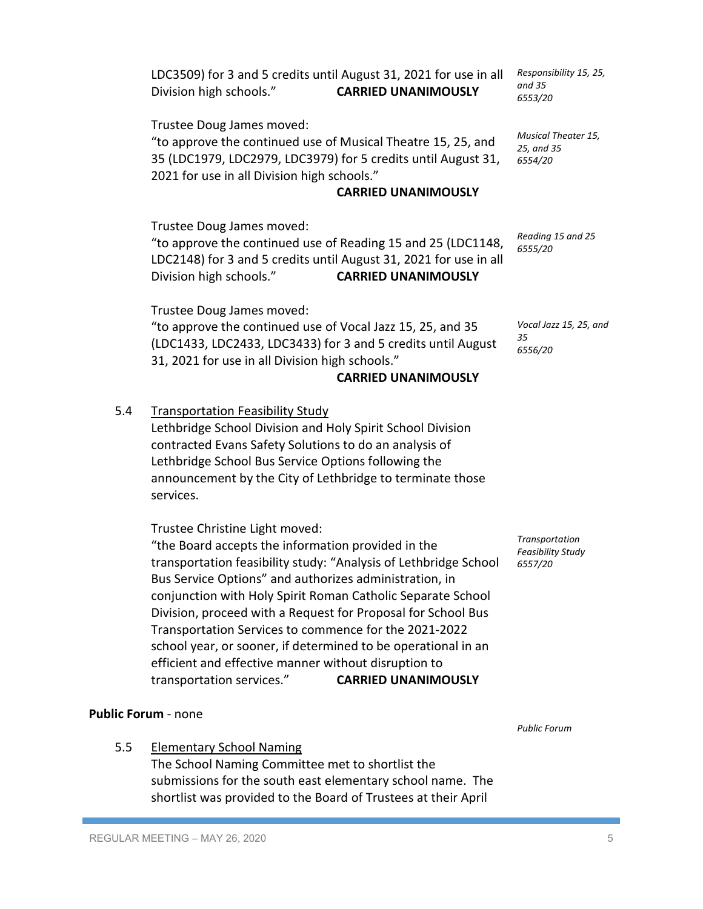LDC3509) for 3 and 5 credits until August 31, 2021 for use in all Division high schools." **CARRIED UNANIMOUSLY**

*Responsibility 15, 25, and 35*
*6553/20*

Trustee Doug James moved:
"to approve the continued use of Musical Theatre 15, 25, and 35 (LDC1979, LDC2979, LDC3979) for 5 credits until August 31, 2021 for use in all Division high schools."
**CARRIED UNANIMOUSLY**

*Musical Theater 15, 25, and 35*
*6554/20*

Trustee Doug James moved:
"to approve the continued use of Reading 15 and 25 (LDC1148, LDC2148) for 3 and 5 credits until August 31, 2021 for use in all Division high schools." **CARRIED UNANIMOUSLY**

*Reading 15 and 25*
*6555/20*

Trustee Doug James moved:
"to approve the continued use of Vocal Jazz 15, 25, and 35 (LDC1433, LDC2433, LDC3433) for 3 and 5 credits until August 31, 2021 for use in all Division high schools."
**CARRIED UNANIMOUSLY**

*Vocal Jazz 15, 25, and 35*
*6556/20*

5.4 Transportation Feasibility Study

Lethbridge School Division and Holy Spirit School Division contracted Evans Safety Solutions to do an analysis of Lethbridge School Bus Service Options following the announcement by the City of Lethbridge to terminate those services.

Trustee Christine Light moved:
"the Board accepts the information provided in the transportation feasibility study: "Analysis of Lethbridge School Bus Service Options" and authorizes administration, in conjunction with Holy Spirit Roman Catholic Separate School Division, proceed with a Request for Proposal for School Bus Transportation Services to commence for the 2021-2022 school year, or sooner, if determined to be operational in an efficient and effective manner without disruption to transportation services." **CARRIED UNANIMOUSLY**

*Transportation Feasibility Study*
*6557/20*

**Public Forum** - none

*Public Forum*

5.5 Elementary School Naming

The School Naming Committee met to shortlist the submissions for the south east elementary school name. The shortlist was provided to the Board of Trustees at their April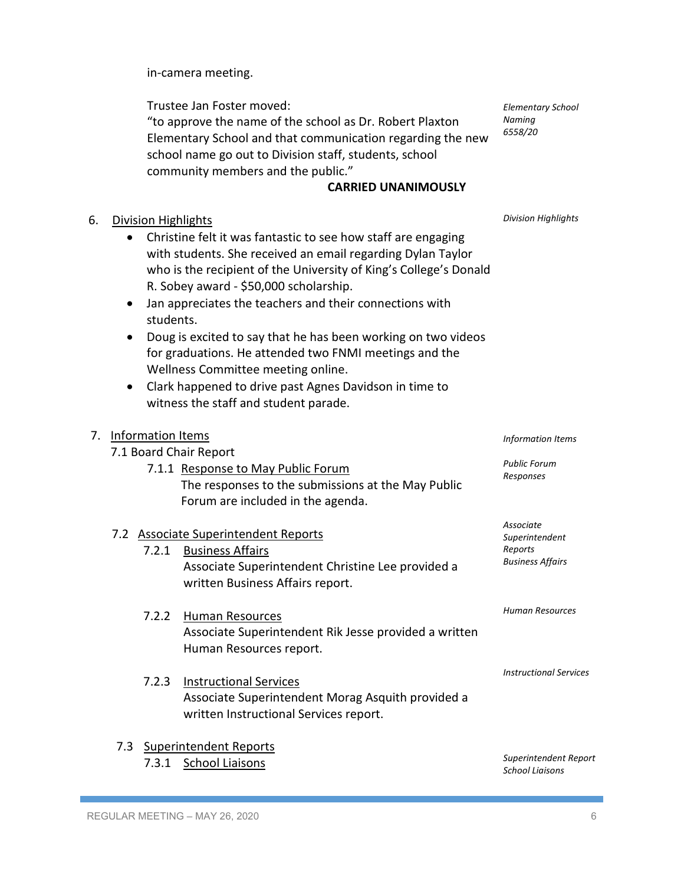in-camera meeting.

*Elementary School Naming 6558/20*

Trustee Jan Foster moved:
"to approve the name of the school as Dr. Robert Plaxton Elementary School and that communication regarding the new school name go out to Division staff, students, school community members and the public."

**CARRIED UNANIMOUSLY**

*Division Highlights*

6. Division Highlights
   - Christine felt it was fantastic to see how staff are engaging with students. She received an email regarding Dylan Taylor who is the recipient of the University of King's College's Donald R. Sobey award - $50,000 scholarship.
   - Jan appreciates the teachers and their connections with students.
   - Doug is excited to say that he has been working on two videos for graduations. He attended two FNMI meetings and the Wellness Committee meeting online.
   - Clark happened to drive past Agnes Davidson in time to witness the staff and student parade.

*Information Items*

7. Information Items

   7.1 Board Chair Report

   *Public Forum Responses*

   7.1.1 Response to May Public Forum
   The responses to the submissions at the May Public Forum are included in the agenda.

   *Associate Superintendent Reports Business Affairs*

   7.2 Associate Superintendent Reports

   7.2.1 Business Affairs
   Associate Superintendent Christine Lee provided a written Business Affairs report.

   *Human Resources*

   7.2.2 Human Resources
   Associate Superintendent Rik Jesse provided a written Human Resources report.

   *Instructional Services*

   7.2.3 Instructional Services
   Associate Superintendent Morag Asquith provided a written Instructional Services report.

   *Superintendent Report School Liaisons*

   7.3 Superintendent Reports

   7.3.1 School Liaisons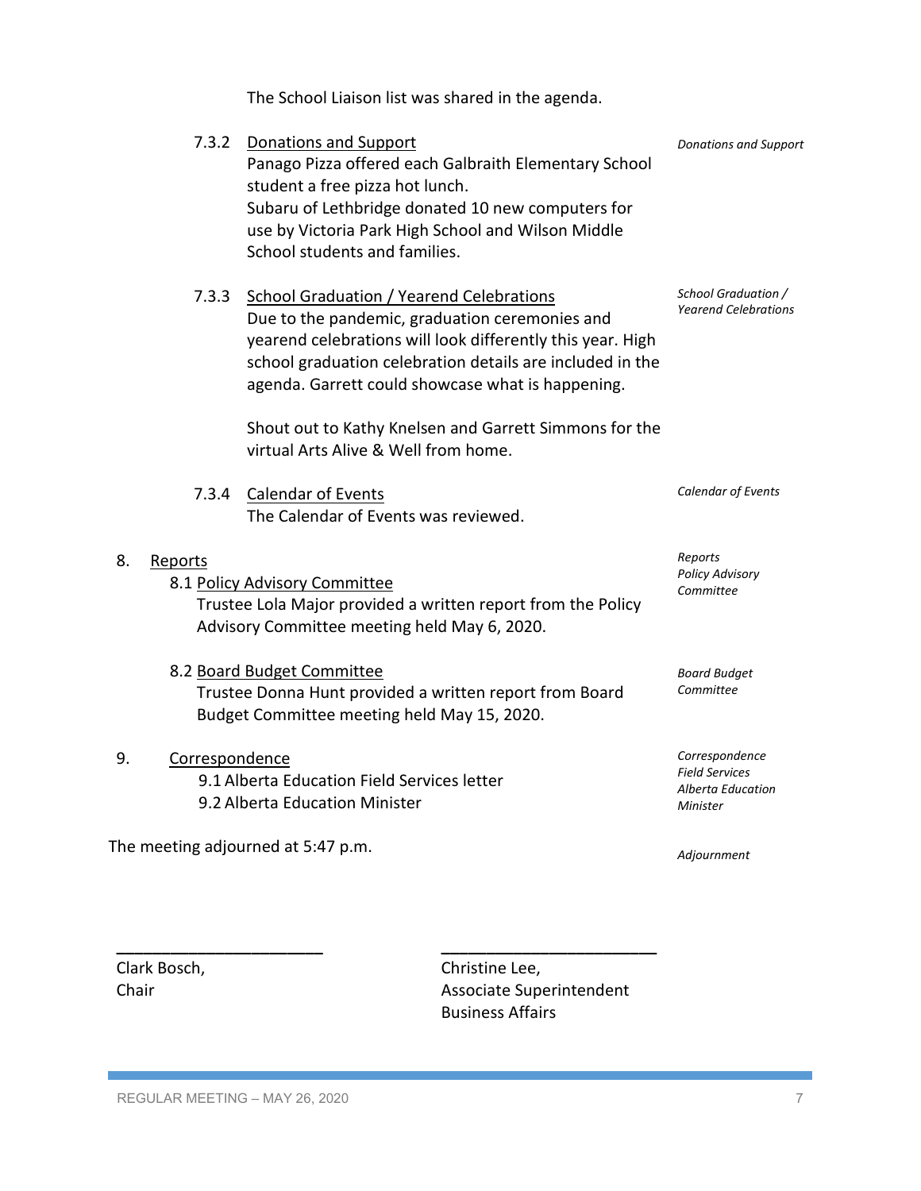The School Liaison list was shared in the agenda.

7.3.2 <u>Donations and Support</u> *Donations and Support*

Panago Pizza offered each Galbraith Elementary School student a free pizza hot lunch.
Subaru of Lethbridge donated 10 new computers for use by Victoria Park High School and Wilson Middle School students and families.

7.3.3 <u>School Graduation / Yearend Celebrations</u> *School Graduation / Yearend Celebrations*

Due to the pandemic, graduation ceremonies and yearend celebrations will look differently this year. High school graduation celebration details are included in the agenda. Garrett could showcase what is happening.

Shout out to Kathy Knelsen and Garrett Simmons for the virtual Arts Alive & Well from home.

7.3.4 <u>Calendar of Events</u> *Calendar of Events*

The Calendar of Events was reviewed.

8. <u>Reports</u> *Reports*

8.1 <u>Policy Advisory Committee</u> *Policy Advisory Committee*

Trustee Lola Major provided a written report from the Policy Advisory Committee meeting held May 6, 2020.

8.2 <u>Board Budget Committee</u> *Board Budget Committee*

Trustee Donna Hunt provided a written report from Board Budget Committee meeting held May 15, 2020.

9. <u>Correspondence</u> *Correspondence*

9.1 Alberta Education Field Services letter *Field Services*
9.2 Alberta Education Minister *Alberta Education Minister*

The meeting adjourned at 5:47 p.m. *Adjournment*

\_\_\_\_\_\_\_\_\_\_\_\_\_\_\_\_\_\_\_\_\_\_\_\_
Clark Bosch,
Chair

\_\_\_\_\_\_\_\_\_\_\_\_\_\_\_\_\_\_\_\_\_\_\_\_
Christine Lee,
Associate Superintendent
Business Affairs